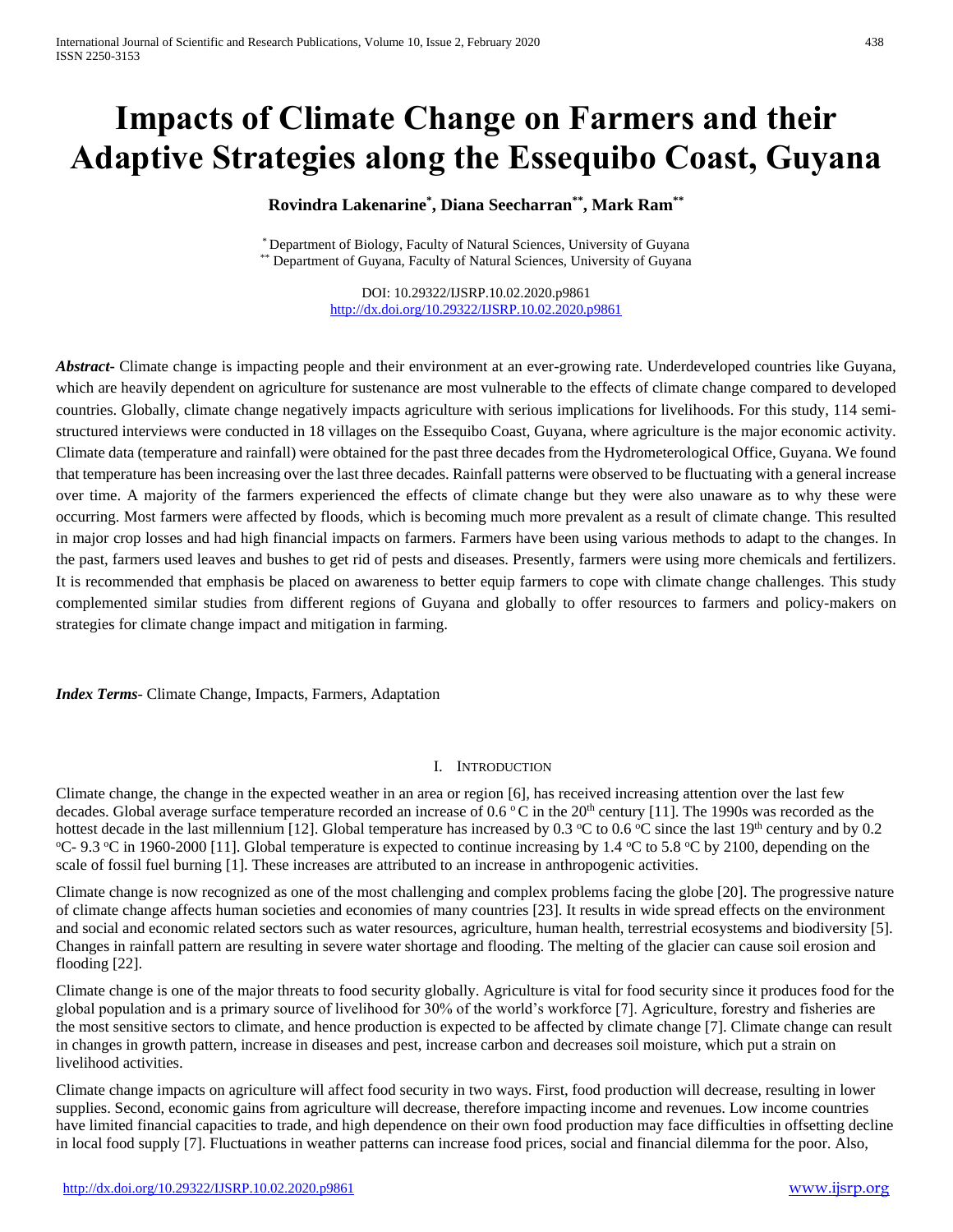# Impacts of Climate Change on Farmers and their Adaptive Strategies along the Essequibo Coast, Guyana

**Rovindra Lakenarine[*], Diana Seecharran[**], Mark Ram[**]**

[*] Department of Biology, Faculty of Natural Sciences, University of Guyana
[**] Department of Guyana, Faculty of Natural Sciences, University of Guyana

DOI: 10.29322/IJSRP.10.02.2020.p9861
http://dx.doi.org/10.29322/IJSRP.10.02.2020.p9861

***Abstract***- Climate change is impacting people and their environment at an ever-growing rate. Underdeveloped countries like Guyana, which are heavily dependent on agriculture for sustenance are most vulnerable to the effects of climate change compared to developed countries. Globally, climate change negatively impacts agriculture with serious implications for livelihoods. For this study, 114 semi-structured interviews were conducted in 18 villages on the Essequibo Coast, Guyana, where agriculture is the major economic activity. Climate data (temperature and rainfall) were obtained for the past three decades from the Hydrometerological Office, Guyana. We found that temperature has been increasing over the last three decades. Rainfall patterns were observed to be fluctuating with a general increase over time. A majority of the farmers experienced the effects of climate change but they were also unaware as to why these were occurring. Most farmers were affected by floods, which is becoming much more prevalent as a result of climate change. This resulted in major crop losses and had high financial impacts on farmers. Farmers have been using various methods to adapt to the changes. In the past, farmers used leaves and bushes to get rid of pests and diseases. Presently, farmers were using more chemicals and fertilizers. It is recommended that emphasis be placed on awareness to better equip farmers to cope with climate change challenges. This study complemented similar studies from different regions of Guyana and globally to offer resources to farmers and policy-makers on strategies for climate change impact and mitigation in farming.

***Index Terms***- Climate Change, Impacts, Farmers, Adaptation

## I. Introduction

Climate change, the change in the expected weather in an area or region [6], has received increasing attention over the last few decades. Global average surface temperature recorded an increase of 0.6 °C in the 20th century [11]. The 1990s was recorded as the hottest decade in the last millennium [12]. Global temperature has increased by 0.3 °C to 0.6 °C since the last 19th century and by 0.2 °C- 9.3 °C in 1960-2000 [11]. Global temperature is expected to continue increasing by 1.4 °C to 5.8 °C by 2100, depending on the scale of fossil fuel burning [1]. These increases are attributed to an increase in anthropogenic activities.

Climate change is now recognized as one of the most challenging and complex problems facing the globe [20]. The progressive nature of climate change affects human societies and economies of many countries [23]. It results in wide spread effects on the environment and social and economic related sectors such as water resources, agriculture, human health, terrestrial ecosystems and biodiversity [5]. Changes in rainfall pattern are resulting in severe water shortage and flooding. The melting of the glacier can cause soil erosion and flooding [22].

Climate change is one of the major threats to food security globally. Agriculture is vital for food security since it produces food for the global population and is a primary source of livelihood for 30% of the world's workforce [7]. Agriculture, forestry and fisheries are the most sensitive sectors to climate, and hence production is expected to be affected by climate change [7]. Climate change can result in changes in growth pattern, increase in diseases and pest, increase carbon and decreases soil moisture, which put a strain on livelihood activities.

Climate change impacts on agriculture will affect food security in two ways. First, food production will decrease, resulting in lower supplies. Second, economic gains from agriculture will decrease, therefore impacting income and revenues. Low income countries have limited financial capacities to trade, and high dependence on their own food production may face difficulties in offsetting decline in local food supply [7]. Fluctuations in weather patterns can increase food prices, social and financial dilemma for the poor. Also,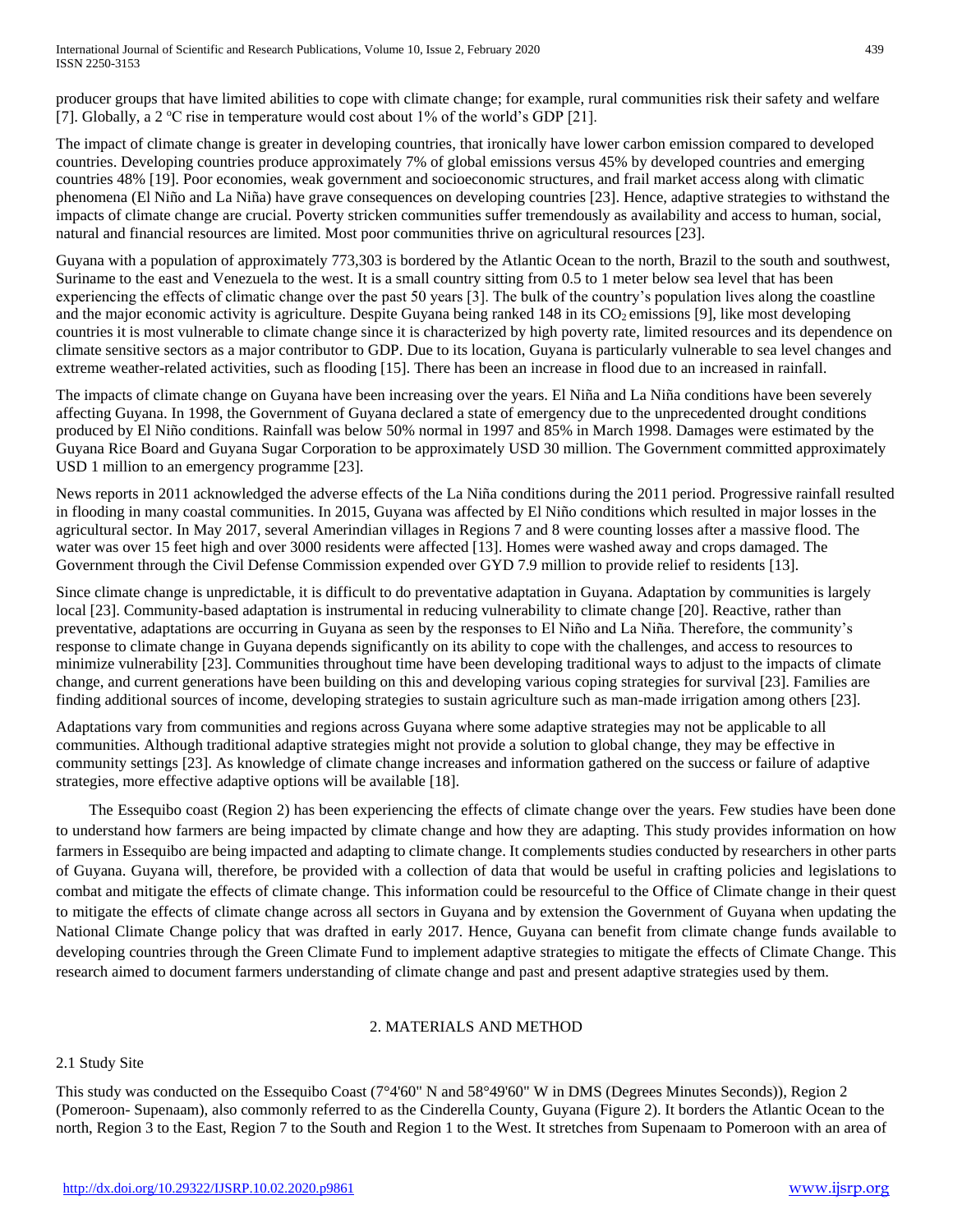producer groups that have limited abilities to cope with climate change; for example, rural communities risk their safety and welfare [7]. Globally, a 2 ºC rise in temperature would cost about 1% of the world's GDP [21].

The impact of climate change is greater in developing countries, that ironically have lower carbon emission compared to developed countries. Developing countries produce approximately 7% of global emissions versus 45% by developed countries and emerging countries 48% [19]. Poor economies, weak government and socioeconomic structures, and frail market access along with climatic phenomena (El Niño and La Niña) have grave consequences on developing countries [23]. Hence, adaptive strategies to withstand the impacts of climate change are crucial. Poverty stricken communities suffer tremendously as availability and access to human, social, natural and financial resources are limited. Most poor communities thrive on agricultural resources [23].

Guyana with a population of approximately 773,303 is bordered by the Atlantic Ocean to the north, Brazil to the south and southwest, Suriname to the east and Venezuela to the west. It is a small country sitting from 0.5 to 1 meter below sea level that has been experiencing the effects of climatic change over the past 50 years [3]. The bulk of the country's population lives along the coastline and the major economic activity is agriculture. Despite Guyana being ranked 148 in its $CO_2$ emissions [9], like most developing countries it is most vulnerable to climate change since it is characterized by high poverty rate, limited resources and its dependence on climate sensitive sectors as a major contributor to GDP. Due to its location, Guyana is particularly vulnerable to sea level changes and extreme weather-related activities, such as flooding [15]. There has been an increase in flood due to an increased in rainfall.

The impacts of climate change on Guyana have been increasing over the years. El Niña and La Niña conditions have been severely affecting Guyana. In 1998, the Government of Guyana declared a state of emergency due to the unprecedented drought conditions produced by El Niño conditions. Rainfall was below 50% normal in 1997 and 85% in March 1998. Damages were estimated by the Guyana Rice Board and Guyana Sugar Corporation to be approximately USD 30 million. The Government committed approximately USD 1 million to an emergency programme [23].

News reports in 2011 acknowledged the adverse effects of the La Niña conditions during the 2011 period. Progressive rainfall resulted in flooding in many coastal communities. In 2015, Guyana was affected by El Niño conditions which resulted in major losses in the agricultural sector. In May 2017, several Amerindian villages in Regions 7 and 8 were counting losses after a massive flood. The water was over 15 feet high and over 3000 residents were affected [13]. Homes were washed away and crops damaged. The Government through the Civil Defense Commission expended over GYD 7.9 million to provide relief to residents [13].

Since climate change is unpredictable, it is difficult to do preventative adaptation in Guyana. Adaptation by communities is largely local [23]. Community-based adaptation is instrumental in reducing vulnerability to climate change [20]. Reactive, rather than preventative, adaptations are occurring in Guyana as seen by the responses to El Niño and La Niña. Therefore, the community's response to climate change in Guyana depends significantly on its ability to cope with the challenges, and access to resources to minimize vulnerability [23]. Communities throughout time have been developing traditional ways to adjust to the impacts of climate change, and current generations have been building on this and developing various coping strategies for survival [23]. Families are finding additional sources of income, developing strategies to sustain agriculture such as man-made irrigation among others [23].

Adaptations vary from communities and regions across Guyana where some adaptive strategies may not be applicable to all communities. Although traditional adaptive strategies might not provide a solution to global change, they may be effective in community settings [23]. As knowledge of climate change increases and information gathered on the success or failure of adaptive strategies, more effective adaptive options will be available [18].

The Essequibo coast (Region 2) has been experiencing the effects of climate change over the years. Few studies have been done to understand how farmers are being impacted by climate change and how they are adapting. This study provides information on how farmers in Essequibo are being impacted and adapting to climate change. It complements studies conducted by researchers in other parts of Guyana. Guyana will, therefore, be provided with a collection of data that would be useful in crafting policies and legislations to combat and mitigate the effects of climate change. This information could be resourceful to the Office of Climate change in their quest to mitigate the effects of climate change across all sectors in Guyana and by extension the Government of Guyana when updating the National Climate Change policy that was drafted in early 2017. Hence, Guyana can benefit from climate change funds available to developing countries through the Green Climate Fund to implement adaptive strategies to mitigate the effects of Climate Change. This research aimed to document farmers understanding of climate change and past and present adaptive strategies used by them.

## 2. MATERIALS AND METHOD

### 2.1 Study Site

This study was conducted on the Essequibo Coast (7°4'60" N and 58°49'60" W in DMS (Degrees Minutes Seconds)), Region 2 (Pomeroon- Supenaam), also commonly referred to as the Cinderella County, Guyana (Figure 2). It borders the Atlantic Ocean to the north, Region 3 to the East, Region 7 to the South and Region 1 to the West. It stretches from Supenaam to Pomeroon with an area of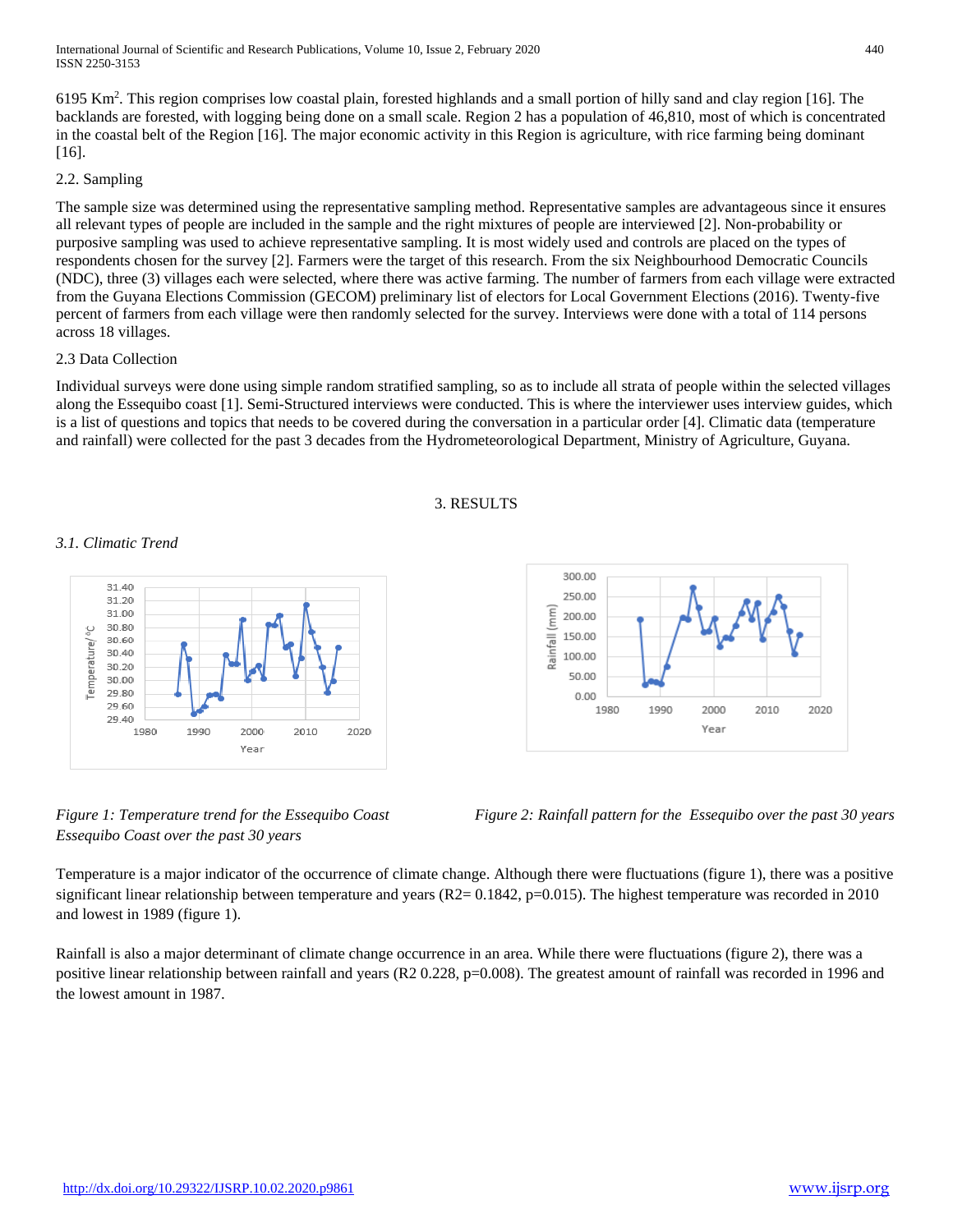6195 Km$^2$. This region comprises low coastal plain, forested highlands and a small portion of hilly sand and clay region [16]. The backlands are forested, with logging being done on a small scale. Region 2 has a population of 46,810, most of which is concentrated in the coastal belt of the Region [16]. The major economic activity in this Region is agriculture, with rice farming being dominant [16].

2.2. Sampling

The sample size was determined using the representative sampling method. Representative samples are advantageous since it ensures all relevant types of people are included in the sample and the right mixtures of people are interviewed [2]. Non-probability or purposive sampling was used to achieve representative sampling. It is most widely used and controls are placed on the types of respondents chosen for the survey [2]. Farmers were the target of this research. From the six Neighbourhood Democratic Councils (NDC), three (3) villages each were selected, where there was active farming. The number of farmers from each village were extracted from the Guyana Elections Commission (GECOM) preliminary list of electors for Local Government Elections (2016). Twenty-five percent of farmers from each village were then randomly selected for the survey. Interviews were done with a total of 114 persons across 18 villages.

2.3 Data Collection

Individual surveys were done using simple random stratified sampling, so as to include all strata of people within the selected villages along the Essequibo coast [1]. Semi-Structured interviews were conducted. This is where the interviewer uses interview guides, which is a list of questions and topics that needs to be covered during the conversation in a particular order [4]. Climatic data (temperature and rainfall) were collected for the past 3 decades from the Hydrometeorological Department, Ministry of Agriculture, Guyana.

## 3. RESULTS

*3.1. Climatic Trend*

*Figure 1: Temperature trend for the Essequibo Coast Essequibo Coast over the past 30 years*

*Figure 2: Rainfall pattern for the Essequibo over the past 30 years*

Temperature is a major indicator of the occurrence of climate change. Although there were fluctuations (figure 1), there was a positive significant linear relationship between temperature and years ($R2= 0.1842$, $p=0.015$). The highest temperature was recorded in 2010 and lowest in 1989 (figure 1).

Rainfall is also a major determinant of climate change occurrence in an area. While there were fluctuations (figure 2), there was a positive linear relationship between rainfall and years ($R2$ 0.228, $p=0.008$). The greatest amount of rainfall was recorded in 1996 and the lowest amount in 1987.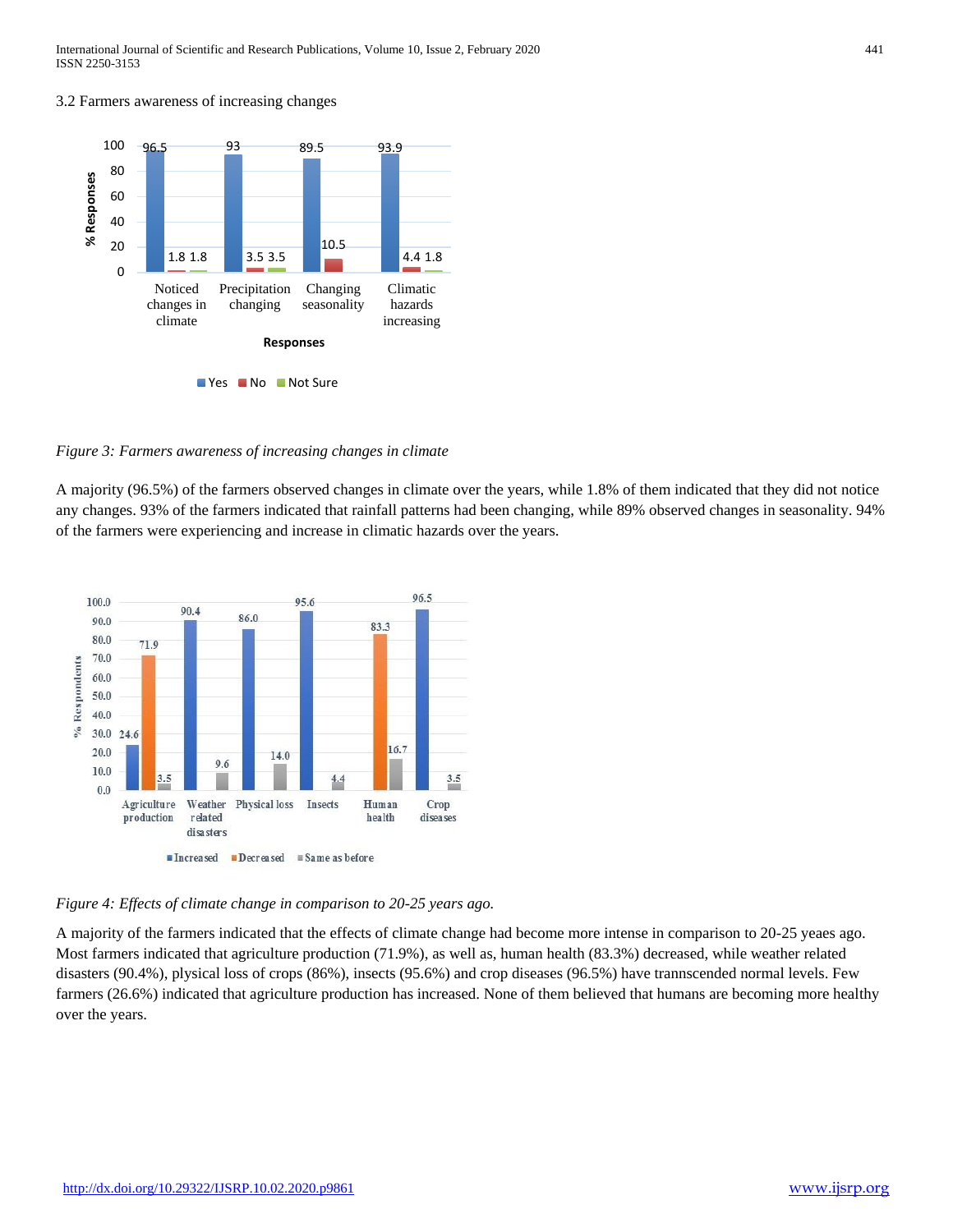### 3.2 Farmers awareness of increasing changes

*Figure 3: Farmers awareness of increasing changes in climate*

A majority (96.5%) of the farmers observed changes in climate over the years, while 1.8% of them indicated that they did not notice any changes. 93% of the farmers indicated that rainfall patterns had been changing, while 89% observed changes in seasonality. 94% of the farmers were experiencing and increase in climatic hazards over the years.

*Figure 4: Effects of climate change in comparison to 20-25 years ago.*

A majority of the farmers indicated that the effects of climate change had become more intense in comparison to 20-25 yeaes ago. Most farmers indicated that agriculture production (71.9%), as well as, human health (83.3%) decreased, while weather related disasters (90.4%), plysical loss of crops (86%), insects (95.6%) and crop diseases (96.5%) have trannscended normal levels. Few farmers (26.6%) indicated that agriculture production has increased. None of them believed that humans are becoming more healthy over the years.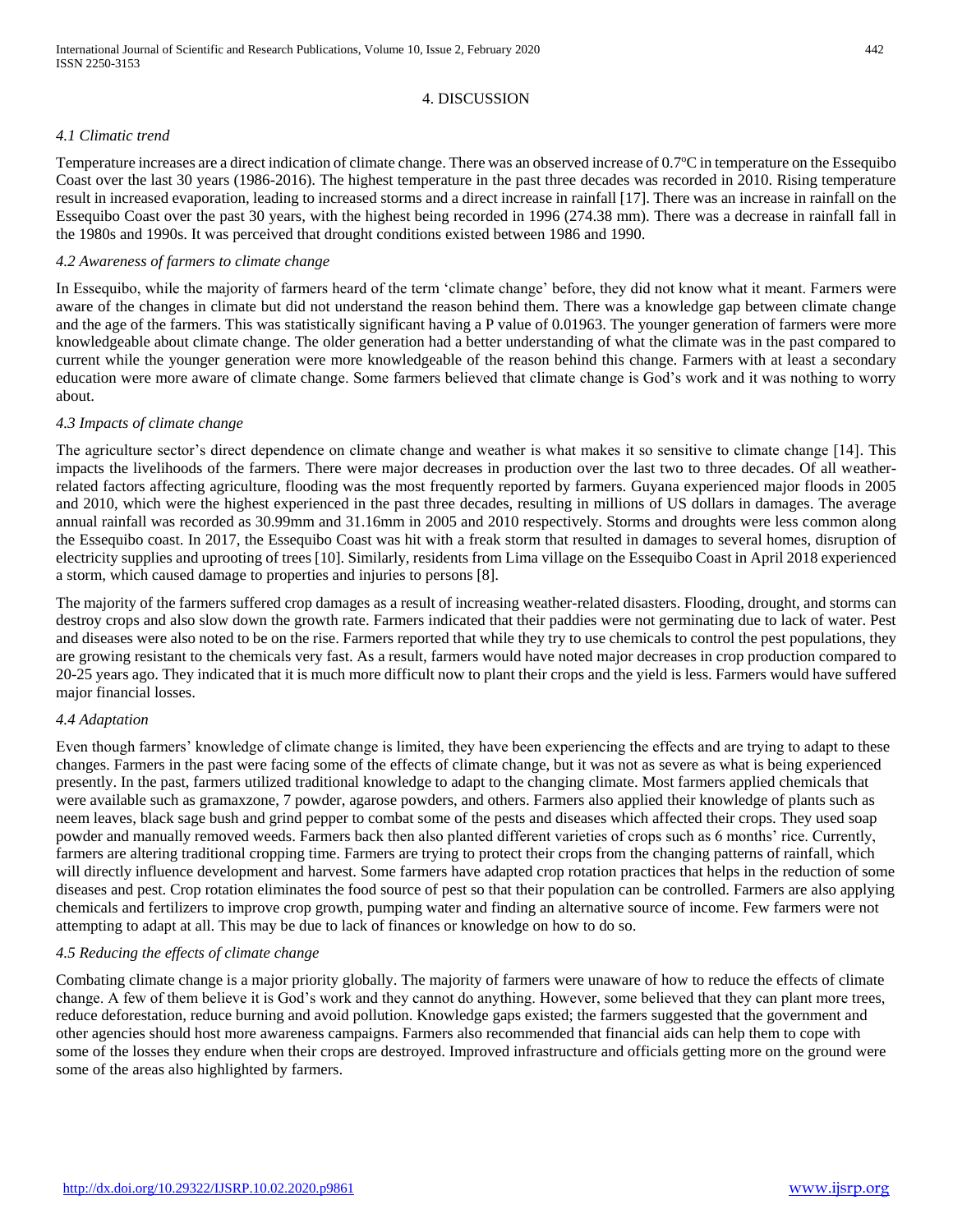## 4. DISCUSSION

### *4.1 Climatic trend*

Temperature increases are a direct indication of climate change. There was an observed increase of 0.7$^{o}$C in temperature on the Essequibo Coast over the last 30 years (1986-2016). The highest temperature in the past three decades was recorded in 2010. Rising temperature result in increased evaporation, leading to increased storms and a direct increase in rainfall [17]. There was an increase in rainfall on the Essequibo Coast over the past 30 years, with the highest being recorded in 1996 (274.38 mm). There was a decrease in rainfall fall in the 1980s and 1990s. It was perceived that drought conditions existed between 1986 and 1990.

### *4.2 Awareness of farmers to climate change*

In Essequibo, while the majority of farmers heard of the term 'climate change' before, they did not know what it meant. Farmers were aware of the changes in climate but did not understand the reason behind them. There was a knowledge gap between climate change and the age of the farmers. This was statistically significant having a P value of 0.01963. The younger generation of farmers were more knowledgeable about climate change. The older generation had a better understanding of what the climate was in the past compared to current while the younger generation were more knowledgeable of the reason behind this change. Farmers with at least a secondary education were more aware of climate change. Some farmers believed that climate change is God's work and it was nothing to worry about.

### *4.3 Impacts of climate change*

The agriculture sector's direct dependence on climate change and weather is what makes it so sensitive to climate change [14]. This impacts the livelihoods of the farmers. There were major decreases in production over the last two to three decades. Of all weather-related factors affecting agriculture, flooding was the most frequently reported by farmers. Guyana experienced major floods in 2005 and 2010, which were the highest experienced in the past three decades, resulting in millions of US dollars in damages. The average annual rainfall was recorded as 30.99mm and 31.16mm in 2005 and 2010 respectively. Storms and droughts were less common along the Essequibo coast. In 2017, the Essequibo Coast was hit with a freak storm that resulted in damages to several homes, disruption of electricity supplies and uprooting of trees [10]. Similarly, residents from Lima village on the Essequibo Coast in April 2018 experienced a storm, which caused damage to properties and injuries to persons [8].

The majority of the farmers suffered crop damages as a result of increasing weather-related disasters. Flooding, drought, and storms can destroy crops and also slow down the growth rate. Farmers indicated that their paddies were not germinating due to lack of water. Pest and diseases were also noted to be on the rise. Farmers reported that while they try to use chemicals to control the pest populations, they are growing resistant to the chemicals very fast. As a result, farmers would have noted major decreases in crop production compared to 20-25 years ago. They indicated that it is much more difficult now to plant their crops and the yield is less. Farmers would have suffered major financial losses.

### *4.4 Adaptation*

Even though farmers' knowledge of climate change is limited, they have been experiencing the effects and are trying to adapt to these changes. Farmers in the past were facing some of the effects of climate change, but it was not as severe as what is being experienced presently. In the past, farmers utilized traditional knowledge to adapt to the changing climate. Most farmers applied chemicals that were available such as gramaxzone, 7 powder, agarose powders, and others. Farmers also applied their knowledge of plants such as neem leaves, black sage bush and grind pepper to combat some of the pests and diseases which affected their crops. They used soap powder and manually removed weeds. Farmers back then also planted different varieties of crops such as 6 months' rice. Currently, farmers are altering traditional cropping time. Farmers are trying to protect their crops from the changing patterns of rainfall, which will directly influence development and harvest. Some farmers have adapted crop rotation practices that helps in the reduction of some diseases and pest. Crop rotation eliminates the food source of pest so that their population can be controlled. Farmers are also applying chemicals and fertilizers to improve crop growth, pumping water and finding an alternative source of income. Few farmers were not attempting to adapt at all. This may be due to lack of finances or knowledge on how to do so.

### *4.5 Reducing the effects of climate change*

Combating climate change is a major priority globally. The majority of farmers were unaware of how to reduce the effects of climate change. A few of them believe it is God's work and they cannot do anything. However, some believed that they can plant more trees, reduce deforestation, reduce burning and avoid pollution. Knowledge gaps existed; the farmers suggested that the government and other agencies should host more awareness campaigns. Farmers also recommended that financial aids can help them to cope with some of the losses they endure when their crops are destroyed. Improved infrastructure and officials getting more on the ground were some of the areas also highlighted by farmers.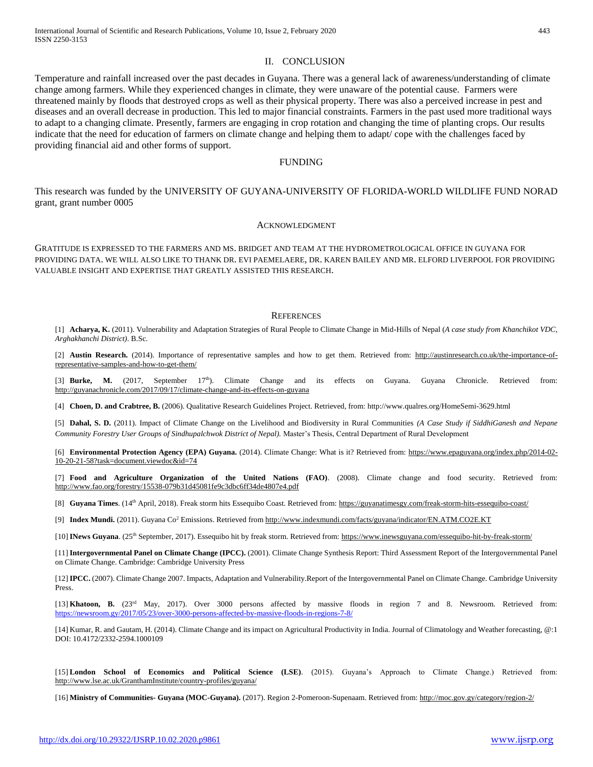## II. CONCLUSION

Temperature and rainfall increased over the past decades in Guyana. There was a general lack of awareness/understanding of climate change among farmers. While they experienced changes in climate, they were unaware of the potential cause. Farmers were threatened mainly by floods that destroyed crops as well as their physical property. There was also a perceived increase in pest and diseases and an overall decrease in production. This led to major financial constraints. Farmers in the past used more traditional ways to adapt to a changing climate. Presently, farmers are engaging in crop rotation and changing the time of planting crops. Our results indicate that the need for education of farmers on climate change and helping them to adapt/ cope with the challenges faced by providing financial aid and other forms of support.

## FUNDING

This research was funded by the UNIVERSITY OF GUYANA-UNIVERSITY OF FLORIDA-WORLD WILDLIFE FUND NORAD grant, grant number 0005

## ACKNOWLEDGMENT

GRATITUDE IS EXPRESSED TO THE FARMERS AND MS. BRIDGET AND TEAM AT THE HYDROMETROLOGICAL OFFICE IN GUYANA FOR PROVIDING DATA. WE WILL ALSO LIKE TO THANK DR. EVI PAEMELAERE, DR. KAREN BAILEY AND MR. ELFORD LIVERPOOL FOR PROVIDING VALUABLE INSIGHT AND EXPERTISE THAT GREATLY ASSISTED THIS RESEARCH.

## REFERENCES

[1] **Acharya, K.** (2011). Vulnerability and Adaptation Strategies of Rural People to Climate Change in Mid-Hills of Nepal (*A case study from Khanchikot VDC, Arghakhanchi District)*. B.Sc.

[2] **Austin Research.** (2014). Importance of representative samples and how to get them. Retrieved from: http://austinresearch.co.uk/the-importance-of-representative-samples-and-how-to-get-them/

[3] **Burke, M.** (2017, September 17th). Climate Change and its effects on Guyana. Guyana Chronicle. Retrieved from: http://guyanachronicle.com/2017/09/17/climate-change-and-its-effects-on-guyana

[4] **Choen, D. and Crabtree, B.** (2006). Qualitative Research Guidelines Project. Retrieved, from: http://www.qualres.org/HomeSemi-3629.html

[5] **Dahal, S. D.** (2011). Impact of Climate Change on the Livelihood and Biodiversity in Rural Communities *(A Case Study if SiddhiGanesh and Nepane Community Forestry User Groups of Sindhupalchwok District of Nepal).* Master's Thesis, Central Department of Rural Development

[6] **Environmental Protection Agency (EPA) Guyana.** (2014). Climate Change: What is it? Retrieved from: https://www.epaguyana.org/index.php/2014-02-10-20-21-58?task=document.viewdoc&id=74

[7] **Food and Agriculture Organization of the United Nations (FAO)**. (2008). Climate change and food security. Retrieved from: http://www.fao.org/forestry/15538-079b31d45081fe9c3dbc6ff34de4807e4.pdf

[8] **Guyana Times**. (14th April, 2018). Freak storm hits Essequibo Coast. Retrieved from: https://guyanatimesgy.com/freak-storm-hits-essequibo-coast/

[9] **Index Mundi.** (2011). Guyana Co² Emissions. Retrieved from http://www.indexmundi.com/facts/guyana/indicator/EN.ATM.CO2E.KT

[10] **INews Guyana**. (25th September, 2017). Essequibo hit by freak storm. Retrieved from: https://www.inewsguyana.com/essequibo-hit-by-freak-storm/

[11] **Intergovernmental Panel on Climate Change (IPCC).** (2001). Climate Change Synthesis Report: Third Assessment Report of the Intergovernmental Panel on Climate Change. Cambridge: Cambridge University Press

[12] **IPCC.** (2007). Climate Change 2007. Impacts, Adaptation and Vulnerability.Report of the Intergovernmental Panel on Climate Change. Cambridge University Press.

[13] **Khatoon, B.** (23rd May, 2017). Over 3000 persons affected by massive floods in region 7 and 8. Newsroom. Retrieved from: https://newsroom.gy/2017/05/23/over-3000-persons-affected-by-massive-floods-in-regions-7-8/

[14] Kumar, R. and Gautam, H. (2014). Climate Change and its impact on Agricultural Productivity in India. Journal of Climatology and Weather forecasting, @:1 DOI: 10.4172/2332-2594.1000109

[15] **London School of Economics and Political Science (LSE)**. (2015). Guyana's Approach to Climate Change.) Retrieved from: http://www.lse.ac.uk/GranthamInstitute/country-profiles/guyana/

[16] **Ministry of Communities- Guyana (MOC-Guyana).** (2017). Region 2-Pomeroon-Supenaam. Retrieved from: http://moc.gov.gy/category/region-2/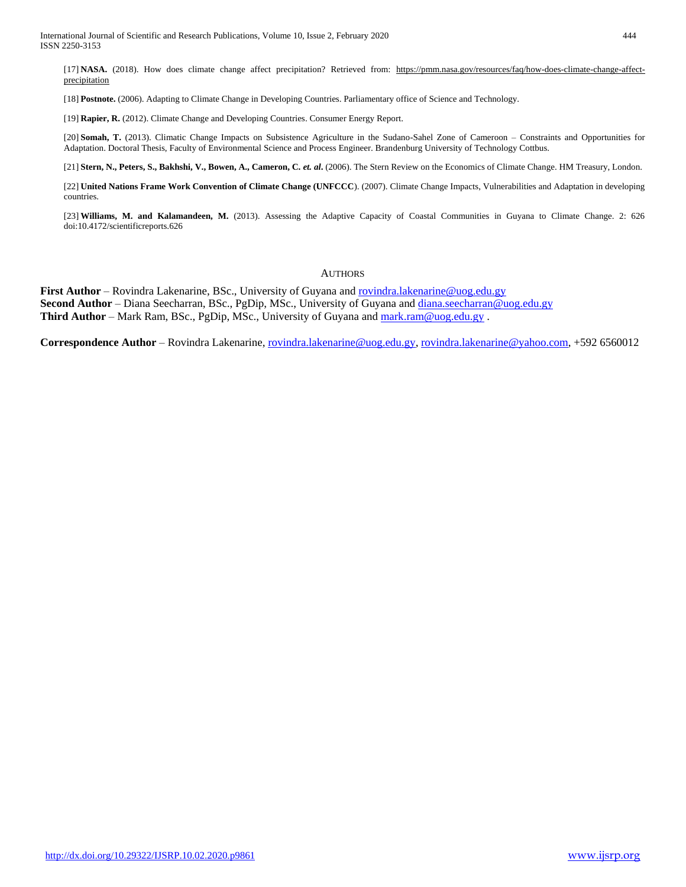[17] **NASA.** (2018). How does climate change affect precipitation? Retrieved from: https://pmm.nasa.gov/resources/faq/how-does-climate-change-affect-precipitation

[18] **Postnote.** (2006). Adapting to Climate Change in Developing Countries. Parliamentary office of Science and Technology.

[19] **Rapier, R.** (2012). Climate Change and Developing Countries. Consumer Energy Report.

[20] **Somah, T.** (2013). Climatic Change Impacts on Subsistence Agriculture in the Sudano-Sahel Zone of Cameroon – Constraints and Opportunities for Adaptation. Doctoral Thesis, Faculty of Environmental Science and Process Engineer. Brandenburg University of Technology Cottbus.

[21] **Stern, N., Peters, S., Bakhshi, V., Bowen, A., Cameron, C.** ***et. al***. (2006). The Stern Review on the Economics of Climate Change. HM Treasury, London.

[22] **United Nations Frame Work Convention of Climate Change (UNFCCC**). (2007). Climate Change Impacts, Vulnerabilities and Adaptation in developing countries.

[23] **Williams, M. and Kalamandeen, M.** (2013). Assessing the Adaptive Capacity of Coastal Communities in Guyana to Climate Change. 2: 626 doi:10.4172/scientificreports.626

## AUTHORS

**First Author** – Rovindra Lakenarine, BSc., University of Guyana and rovindra.lakenarine@uog.edu.gy
**Second Author** – Diana Seecharran, BSc., PgDip, MSc., University of Guyana and diana.seecharran@uog.edu.gy
**Third Author** – Mark Ram, BSc., PgDip, MSc., University of Guyana and mark.ram@uog.edu.gy .

**Correspondence Author** – Rovindra Lakenarine, rovindra.lakenarine@uog.edu.gy, rovindra.lakenarine@yahoo.com, +592 6560012